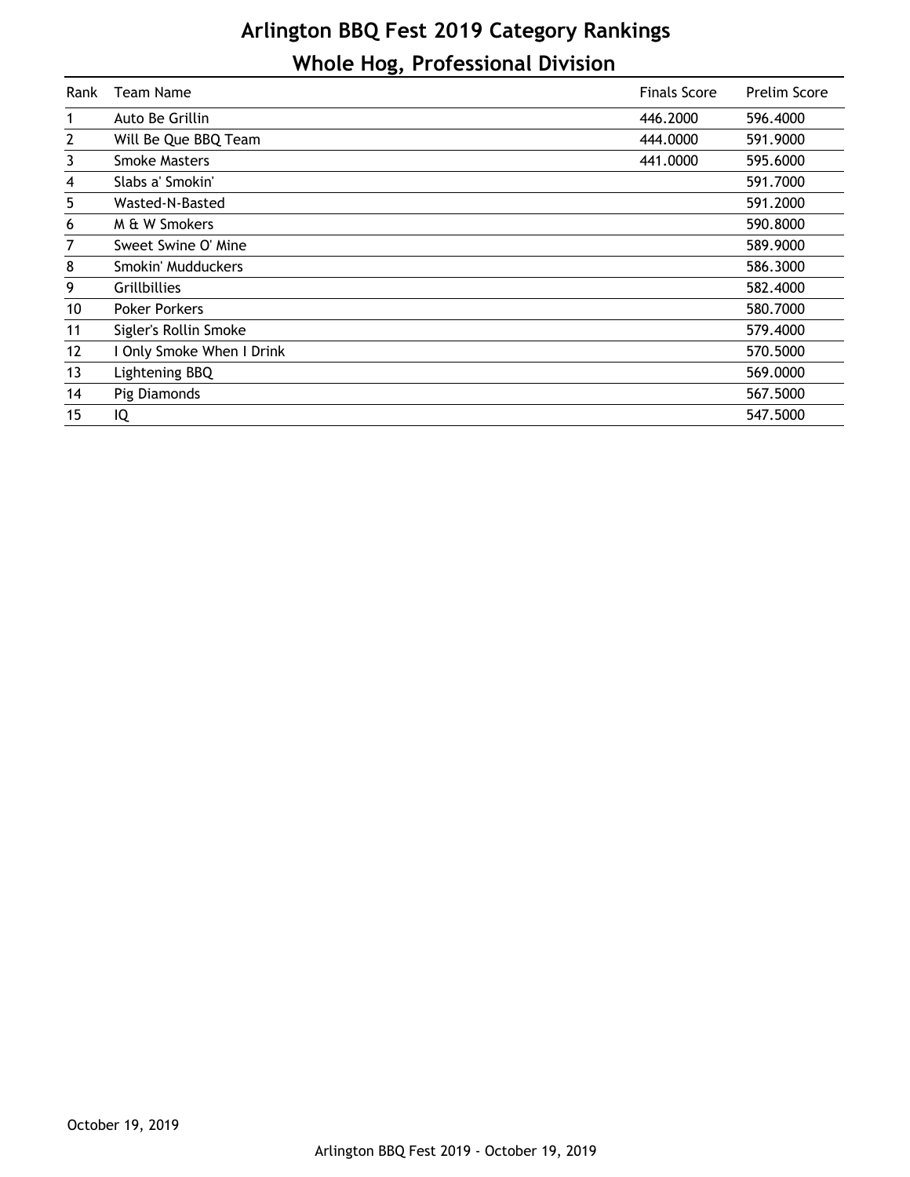# Arlington BBQ Fest 2019 Category Rankings

## Whole Hog, Professional Division

| Rank | Team Name | Finals Score | Prelim Score |
|---|---|---|---|
| 1 | Auto Be Grillin | 446.2000 | 596.4000 |
| 2 | Will Be Que BBQ Team | 444.0000 | 591.9000 |
| 3 | Smoke Masters | 441.0000 | 595.6000 |
| 4 | Slabs a' Smokin' | | 591.7000 |
| 5 | Wasted-N-Basted | | 591.2000 |
| 6 | M & W Smokers | | 590.8000 |
| 7 | Sweet Swine O' Mine | | 589.9000 |
| 8 | Smokin' Mudduckers | | 586.3000 |
| 9 | Grillbillies | | 582.4000 |
| 10 | Poker Porkers | | 580.7000 |
| 11 | Sigler's Rollin Smoke | | 579.4000 |
| 12 | I Only Smoke When I Drink | | 570.5000 |
| 13 | Lightening BBQ | | 569.0000 |
| 14 | Pig Diamonds | | 567.5000 |
| 15 | IQ | | 547.5000 |

October 19, 2019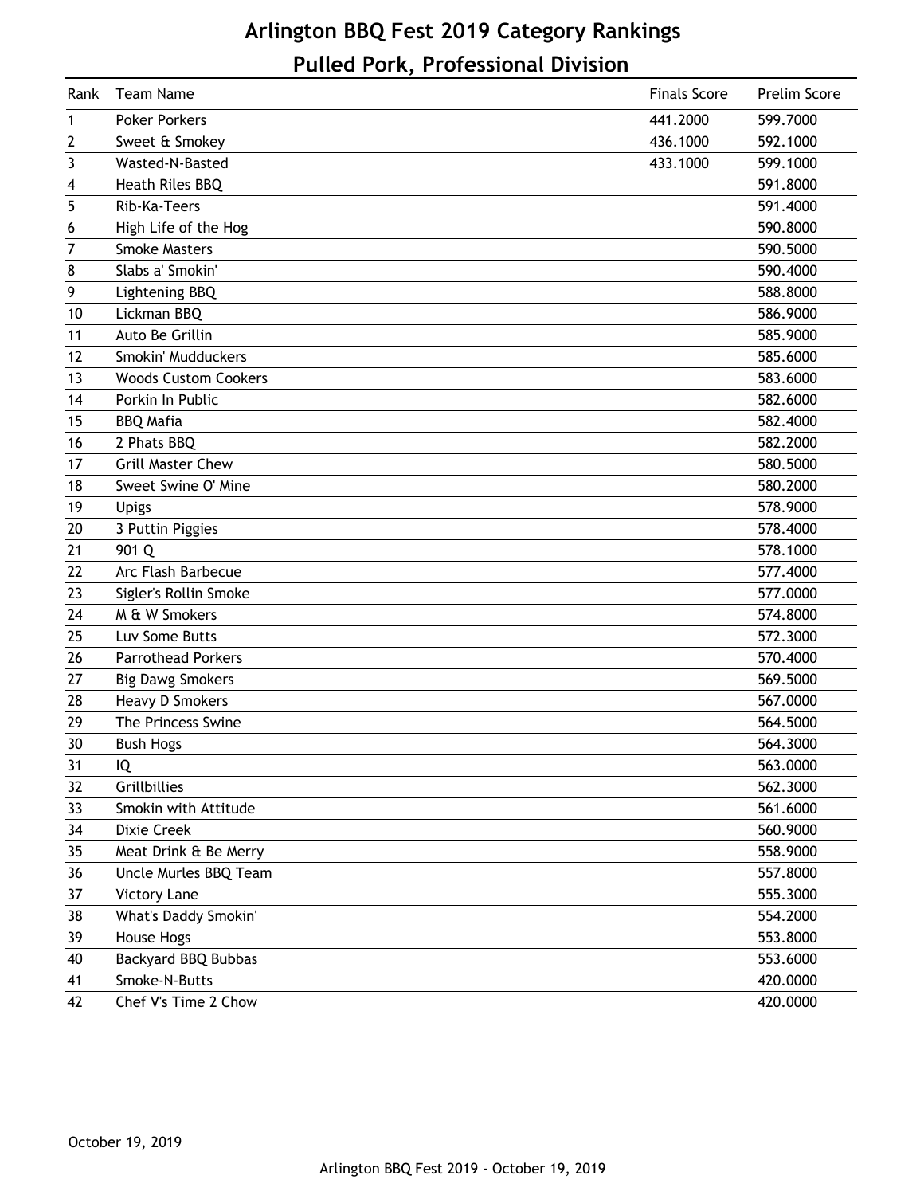# Arlington BBQ Fest 2019 Category Rankings

## Pulled Pork, Professional Division

| Rank | Team Name | Finals Score | Prelim Score |
|---|---|---|---|
| 1 | Poker Porkers | 441.2000 | 599.7000 |
| 2 | Sweet & Smokey | 436.1000 | 592.1000 |
| 3 | Wasted-N-Basted | 433.1000 | 599.1000 |
| 4 | Heath Riles BBQ | | 591.8000 |
| 5 | Rib-Ka-Teers | | 591.4000 |
| 6 | High Life of the Hog | | 590.8000 |
| 7 | Smoke Masters | | 590.5000 |
| 8 | Slabs a' Smokin' | | 590.4000 |
| 9 | Lightening BBQ | | 588.8000 |
| 10 | Lickman BBQ | | 586.9000 |
| 11 | Auto Be Grillin | | 585.9000 |
| 12 | Smokin' Mudduckers | | 585.6000 |
| 13 | Woods Custom Cookers | | 583.6000 |
| 14 | Porkin In Public | | 582.6000 |
| 15 | BBQ Mafia | | 582.4000 |
| 16 | 2 Phats BBQ | | 582.2000 |
| 17 | Grill Master Chew | | 580.5000 |
| 18 | Sweet Swine O' Mine | | 580.2000 |
| 19 | Upigs | | 578.9000 |
| 20 | 3 Puttin Piggies | | 578.4000 |
| 21 | 901 Q | | 578.1000 |
| 22 | Arc Flash Barbecue | | 577.4000 |
| 23 | Sigler's Rollin Smoke | | 577.0000 |
| 24 | M & W Smokers | | 574.8000 |
| 25 | Luv Some Butts | | 572.3000 |
| 26 | Parrothead Porkers | | 570.4000 |
| 27 | Big Dawg Smokers | | 569.5000 |
| 28 | Heavy D Smokers | | 567.0000 |
| 29 | The Princess Swine | | 564.5000 |
| 30 | Bush Hogs | | 564.3000 |
| 31 | IQ | | 563.0000 |
| 32 | Grillbillies | | 562.3000 |
| 33 | Smokin with Attitude | | 561.6000 |
| 34 | Dixie Creek | | 560.9000 |
| 35 | Meat Drink & Be Merry | | 558.9000 |
| 36 | Uncle Murles BBQ Team | | 557.8000 |
| 37 | Victory Lane | | 555.3000 |
| 38 | What's Daddy Smokin' | | 554.2000 |
| 39 | House Hogs | | 553.8000 |
| 40 | Backyard BBQ Bubbas | | 553.6000 |
| 41 | Smoke-N-Butts | | 420.0000 |
| 42 | Chef V's Time 2 Chow | | 420.0000 |

October 19, 2019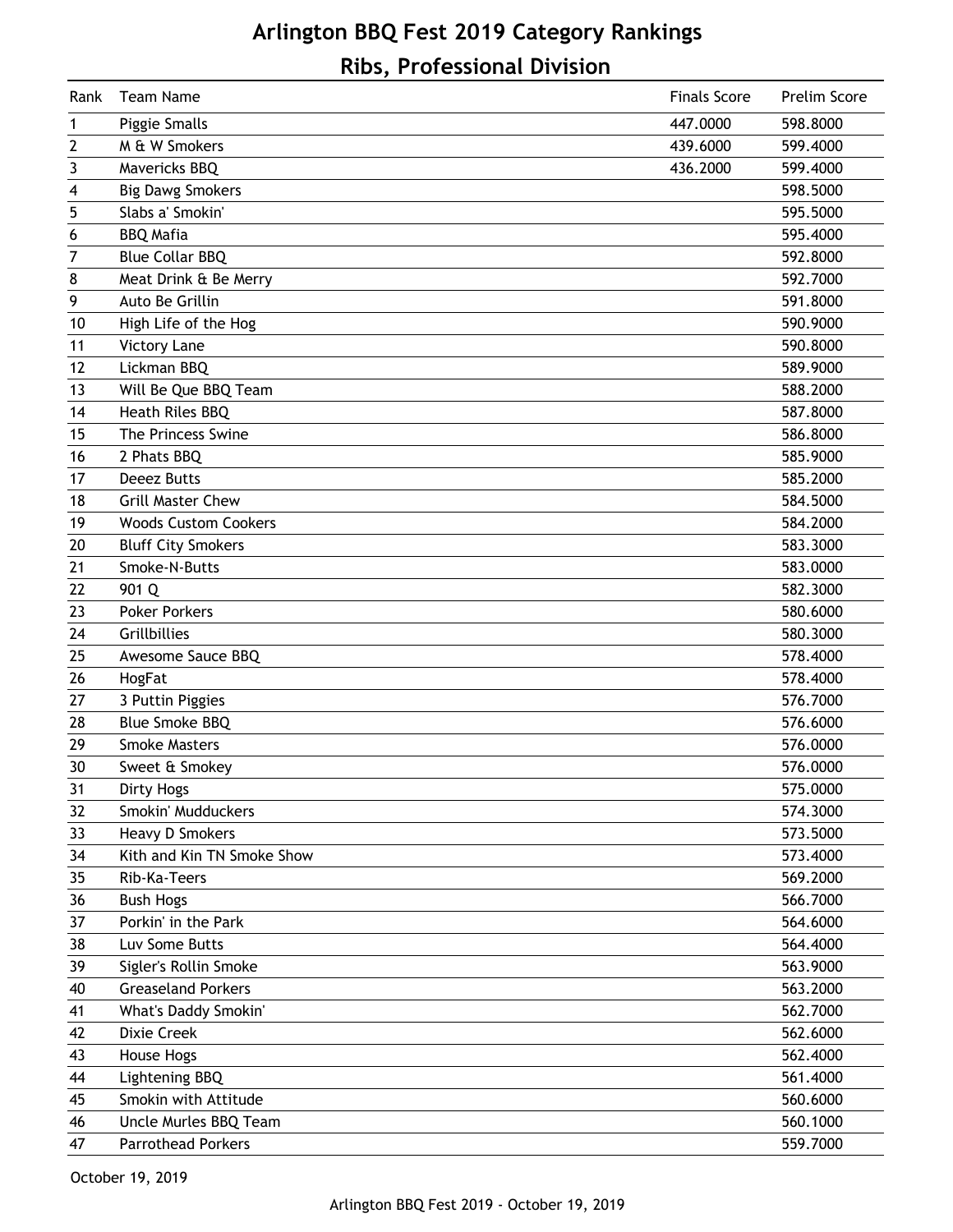# Arlington BBQ Fest 2019 Category Rankings

## Ribs, Professional Division

| Rank | Team Name | Finals Score | Prelim Score |
|---|---|---|---|
| 1 | Piggie Smalls | 447.0000 | 598.8000 |
| 2 | M & W Smokers | 439.6000 | 599.4000 |
| 3 | Mavericks BBQ | 436.2000 | 599.4000 |
| 4 | Big Dawg Smokers | | 598.5000 |
| 5 | Slabs a' Smokin' | | 595.5000 |
| 6 | BBQ Mafia | | 595.4000 |
| 7 | Blue Collar BBQ | | 592.8000 |
| 8 | Meat Drink & Be Merry | | 592.7000 |
| 9 | Auto Be Grillin | | 591.8000 |
| 10 | High Life of the Hog | | 590.9000 |
| 11 | Victory Lane | | 590.8000 |
| 12 | Lickman BBQ | | 589.9000 |
| 13 | Will Be Que BBQ Team | | 588.2000 |
| 14 | Heath Riles BBQ | | 587.8000 |
| 15 | The Princess Swine | | 586.8000 |
| 16 | 2 Phats BBQ | | 585.9000 |
| 17 | Deeez Butts | | 585.2000 |
| 18 | Grill Master Chew | | 584.5000 |
| 19 | Woods Custom Cookers | | 584.2000 |
| 20 | Bluff City Smokers | | 583.3000 |
| 21 | Smoke-N-Butts | | 583.0000 |
| 22 | 901 Q | | 582.3000 |
| 23 | Poker Porkers | | 580.6000 |
| 24 | Grillbillies | | 580.3000 |
| 25 | Awesome Sauce BBQ | | 578.4000 |
| 26 | HogFat | | 578.4000 |
| 27 | 3 Puttin Piggies | | 576.7000 |
| 28 | Blue Smoke BBQ | | 576.6000 |
| 29 | Smoke Masters | | 576.0000 |
| 30 | Sweet & Smokey | | 576.0000 |
| 31 | Dirty Hogs | | 575.0000 |
| 32 | Smokin' Mudduckers | | 574.3000 |
| 33 | Heavy D Smokers | | 573.5000 |
| 34 | Kith and Kin TN Smoke Show | | 573.4000 |
| 35 | Rib-Ka-Teers | | 569.2000 |
| 36 | Bush Hogs | | 566.7000 |
| 37 | Porkin' in the Park | | 564.6000 |
| 38 | Luv Some Butts | | 564.4000 |
| 39 | Sigler's Rollin Smoke | | 563.9000 |
| 40 | Greaseland Porkers | | 563.2000 |
| 41 | What's Daddy Smokin' | | 562.7000 |
| 42 | Dixie Creek | | 562.6000 |
| 43 | House Hogs | | 562.4000 |
| 44 | Lightening BBQ | | 561.4000 |
| 45 | Smokin with Attitude | | 560.6000 |
| 46 | Uncle Murles BBQ Team | | 560.1000 |
| 47 | Parrothead Porkers | | 559.7000 |

October 19, 2019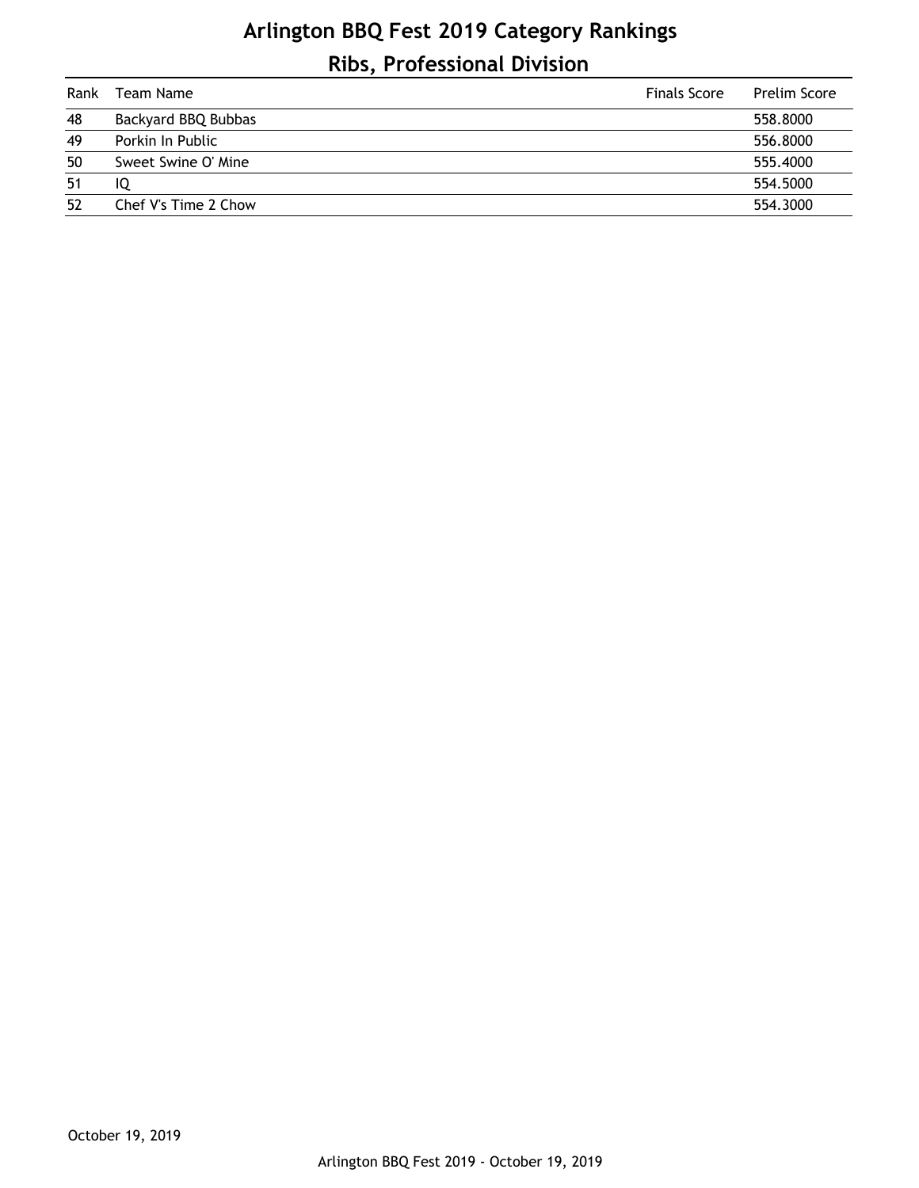# Arlington BBQ Fest 2019 Category Rankings

## Ribs, Professional Division

| Rank | Team Name | Finals Score | Prelim Score |
|---|---|---|---|
| 48 | Backyard BBQ Bubbas | | 558.8000 |
| 49 | Porkin In Public | | 556.8000 |
| 50 | Sweet Swine O' Mine | | 555.4000 |
| 51 | IQ | | 554.5000 |
| 52 | Chef V's Time 2 Chow | | 554.3000 |

October 19, 2019